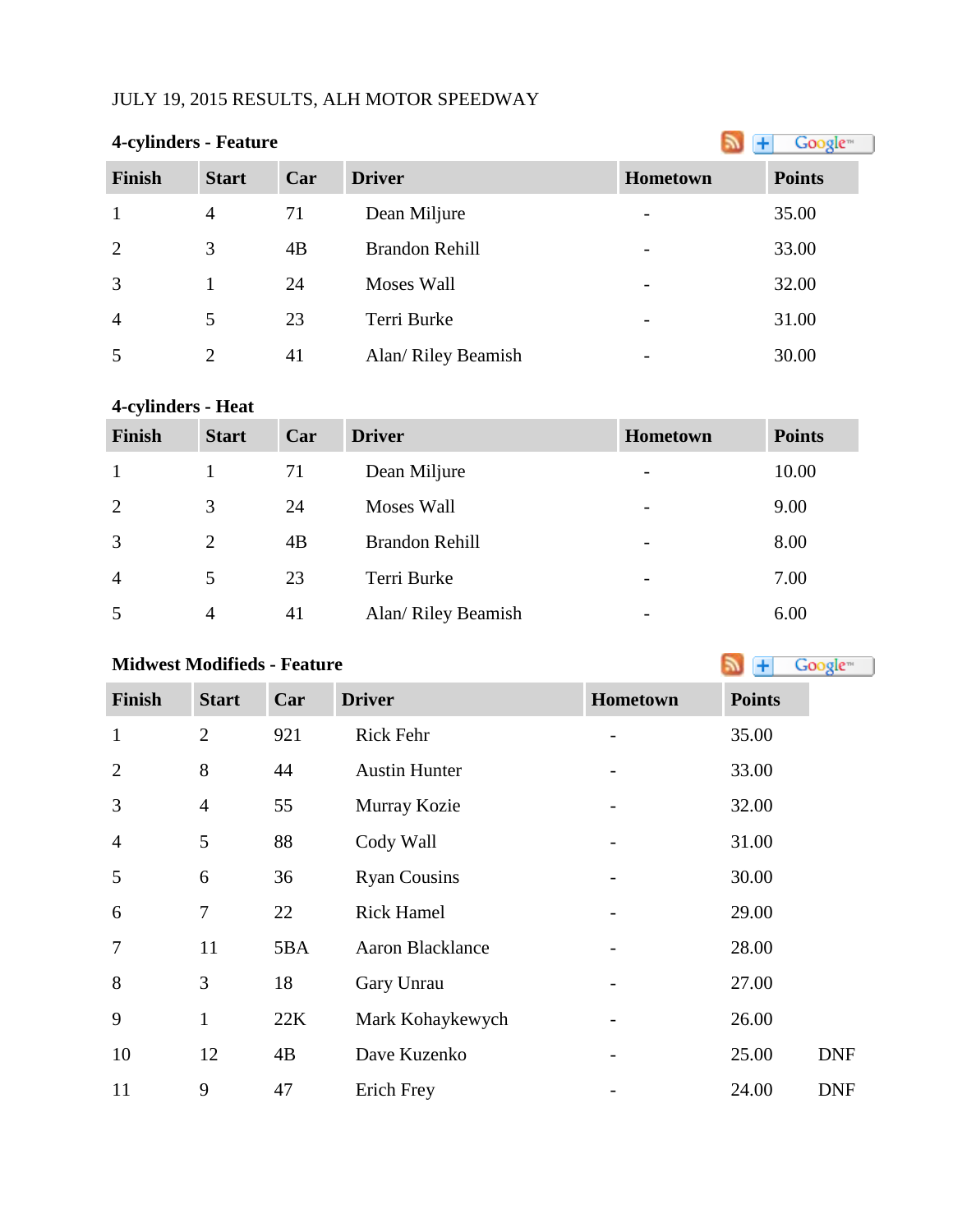JULY 19, 2015 RESULTS, ALH MOTOR SPEEDWAY

**4-cylinders - Feature**

| Finish | Start | Car | Driver | Hometown | Points |
|---|---|---|---|---|---|
| 1 | 4 | 71 | Dean Miljure | - | 35.00 |
| 2 | 3 | 4B | Brandon Rehill | - | 33.00 |
| 3 | 1 | 24 | Moses Wall | - | 32.00 |
| 4 | 5 | 23 | Terri Burke | - | 31.00 |
| 5 | 2 | 41 | Alan/ Riley Beamish | - | 30.00 |

**4-cylinders - Heat**

| Finish | Start | Car | Driver | Hometown | Points |
|---|---|---|---|---|---|
| 1 | 1 | 71 | Dean Miljure | - | 10.00 |
| 2 | 3 | 24 | Moses Wall | - | 9.00 |
| 3 | 2 | 4B | Brandon Rehill | - | 8.00 |
| 4 | 5 | 23 | Terri Burke | - | 7.00 |
| 5 | 4 | 41 | Alan/ Riley Beamish | - | 6.00 |

**Midwest Modifieds - Feature**

| Finish | Start | Car | Driver | Hometown | Points | |
|---|---|---|---|---|---|---|
| 1 | 2 | 921 | Rick Fehr | - | 35.00 | |
| 2 | 8 | 44 | Austin Hunter | - | 33.00 | |
| 3 | 4 | 55 | Murray Kozie | - | 32.00 | |
| 4 | 5 | 88 | Cody Wall | - | 31.00 | |
| 5 | 6 | 36 | Ryan Cousins | - | 30.00 | |
| 6 | 7 | 22 | Rick Hamel | - | 29.00 | |
| 7 | 11 | 5BA | Aaron Blacklance | - | 28.00 | |
| 8 | 3 | 18 | Gary Unrau | - | 27.00 | |
| 9 | 1 | 22K | Mark Kohaykewych | - | 26.00 | |
| 10 | 12 | 4B | Dave Kuzenko | - | 25.00 | DNF |
| 11 | 9 | 47 | Erich Frey | - | 24.00 | DNF |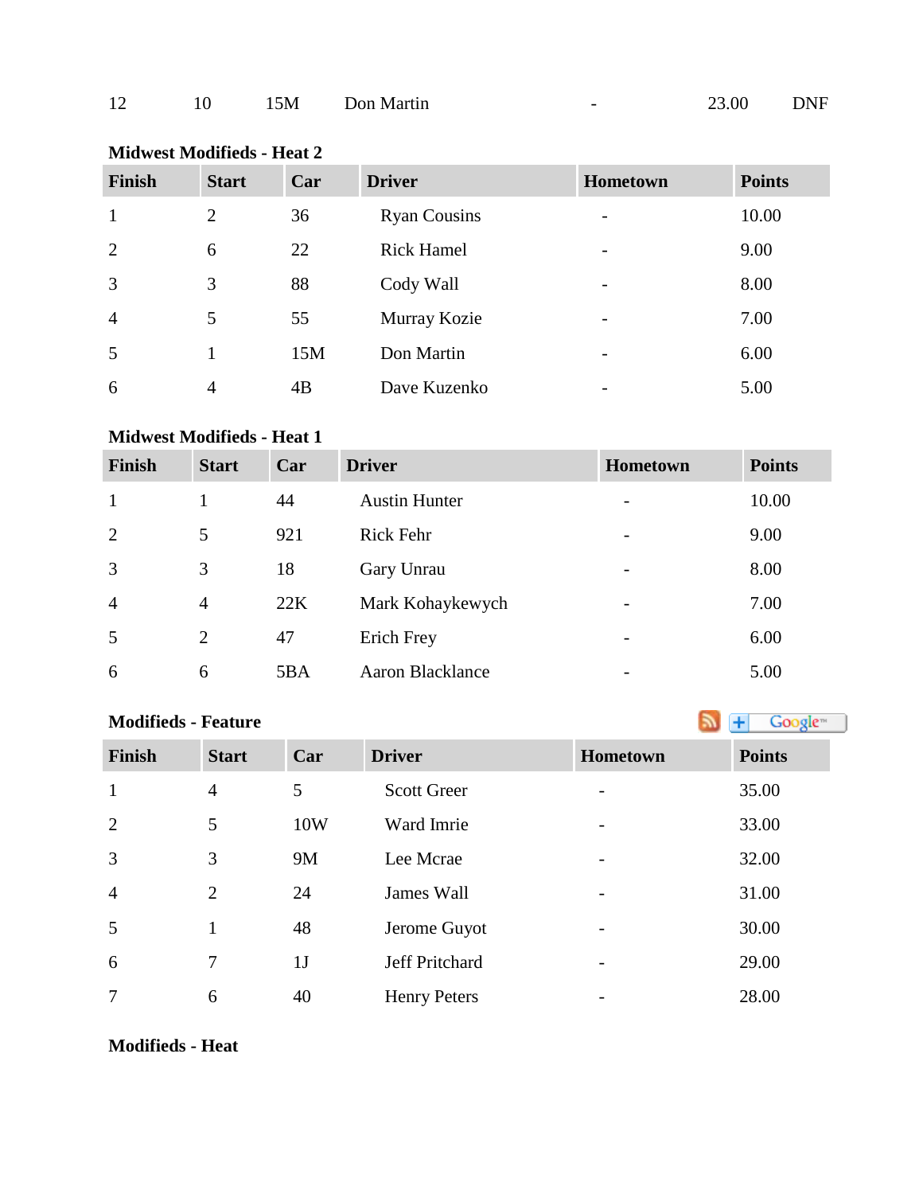| 12 | 10 | 15M | Don Martin | - | 23.00 | DNF |
|---|---|---|---|---|---|---|

**Midwest Modifieds - Heat 2**

| Finish | Start | Car | Driver | Hometown | Points |
|---|---|---|---|---|---|
| 1 | 2 | 36 | Ryan Cousins | - | 10.00 |
| 2 | 6 | 22 | Rick Hamel | - | 9.00 |
| 3 | 3 | 88 | Cody Wall | - | 8.00 |
| 4 | 5 | 55 | Murray Kozie | - | 7.00 |
| 5 | 1 | 15M | Don Martin | - | 6.00 |
| 6 | 4 | 4B | Dave Kuzenko | - | 5.00 |

**Midwest Modifieds - Heat 1**

| Finish | Start | Car | Driver | Hometown | Points |
|---|---|---|---|---|---|
| 1 | 1 | 44 | Austin Hunter | - | 10.00 |
| 2 | 5 | 921 | Rick Fehr | - | 9.00 |
| 3 | 3 | 18 | Gary Unrau | - | 8.00 |
| 4 | 4 | 22K | Mark Kohaykewych | - | 7.00 |
| 5 | 2 | 47 | Erich Frey | - | 6.00 |
| 6 | 6 | 5BA | Aaron Blacklance | - | 5.00 |

**Modifieds - Feature**

| Finish | Start | Car | Driver | Hometown | Points |
|---|---|---|---|---|---|
| 1 | 4 | 5 | Scott Greer | - | 35.00 |
| 2 | 5 | 10W | Ward Imrie | - | 33.00 |
| 3 | 3 | 9M | Lee Mcrae | - | 32.00 |
| 4 | 2 | 24 | James Wall | - | 31.00 |
| 5 | 1 | 48 | Jerome Guyot | - | 30.00 |
| 6 | 7 | 1J | Jeff Pritchard | - | 29.00 |
| 7 | 6 | 40 | Henry Peters | - | 28.00 |

**Modifieds - Heat**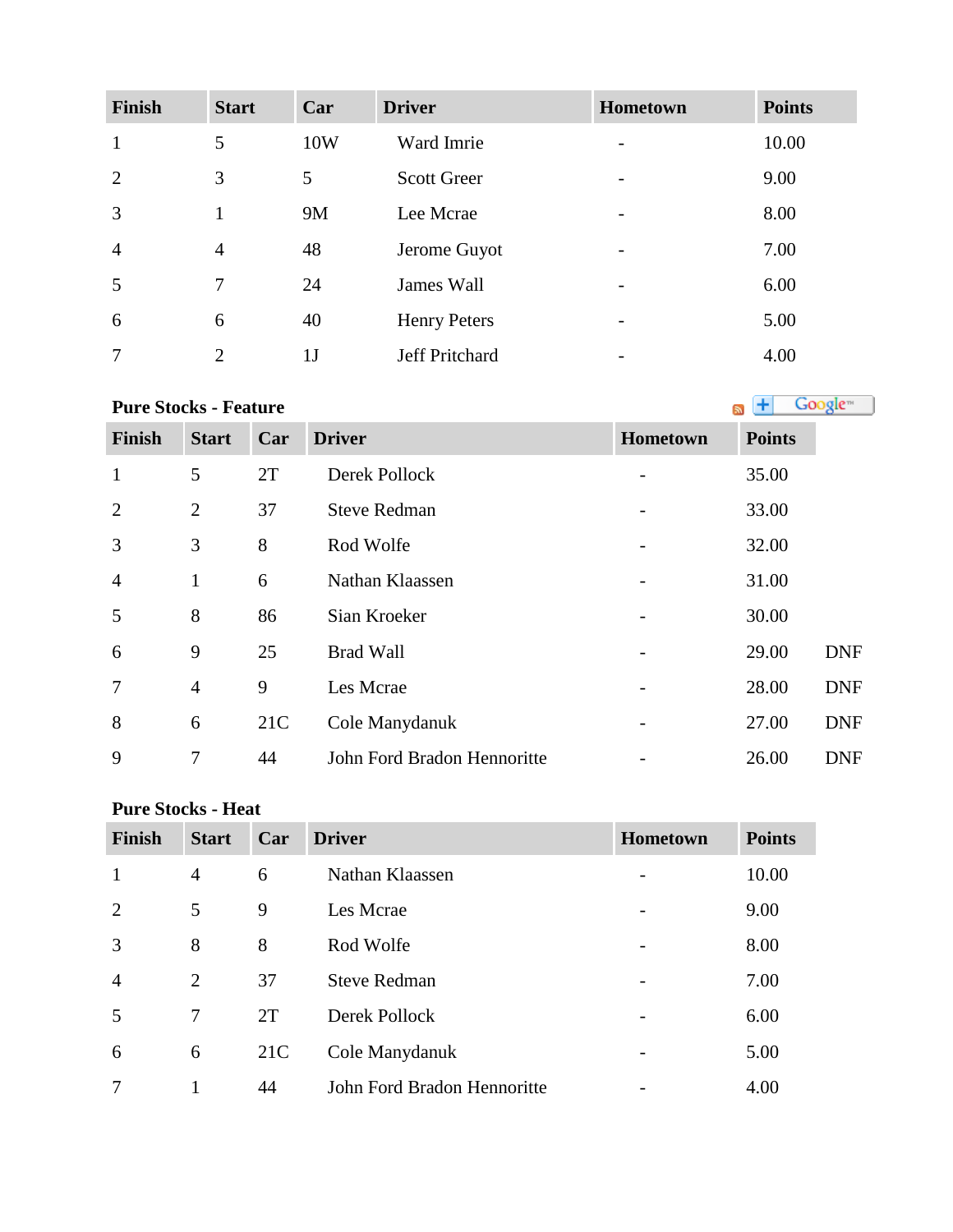| Finish | Start | Car | Driver | Hometown | Points |
|---|---|---|---|---|---|
| 1 | 5 | 10W | Ward Imrie | - | 10.00 |
| 2 | 3 | 5 | Scott Greer | - | 9.00 |
| 3 | 1 | 9M | Lee Mcrae | - | 8.00 |
| 4 | 4 | 48 | Jerome Guyot | - | 7.00 |
| 5 | 7 | 24 | James Wall | - | 6.00 |
| 6 | 6 | 40 | Henry Peters | - | 5.00 |
| 7 | 2 | 1J | Jeff Pritchard | - | 4.00 |

**Pure Stocks - Feature**

| Finish | Start | Car | Driver | Hometown | Points | |
|---|---|---|---|---|---|---|
| 1 | 5 | 2T | Derek Pollock | - | 35.00 | |
| 2 | 2 | 37 | Steve Redman | - | 33.00 | |
| 3 | 3 | 8 | Rod Wolfe | - | 32.00 | |
| 4 | 1 | 6 | Nathan Klaassen | - | 31.00 | |
| 5 | 8 | 86 | Sian Kroeker | - | 30.00 | |
| 6 | 9 | 25 | Brad Wall | - | 29.00 | DNF |
| 7 | 4 | 9 | Les Mcrae | - | 28.00 | DNF |
| 8 | 6 | 21C | Cole Manydanuk | - | 27.00 | DNF |
| 9 | 7 | 44 | John Ford Bradon Hennoritte | - | 26.00 | DNF |

**Pure Stocks - Heat**

| Finish | Start | Car | Driver | Hometown | Points |
|---|---|---|---|---|---|
| 1 | 4 | 6 | Nathan Klaassen | - | 10.00 |
| 2 | 5 | 9 | Les Mcrae | - | 9.00 |
| 3 | 8 | 8 | Rod Wolfe | - | 8.00 |
| 4 | 2 | 37 | Steve Redman | - | 7.00 |
| 5 | 7 | 2T | Derek Pollock | - | 6.00 |
| 6 | 6 | 21C | Cole Manydanuk | - | 5.00 |
| 7 | 1 | 44 | John Ford Bradon Hennoritte | - | 4.00 |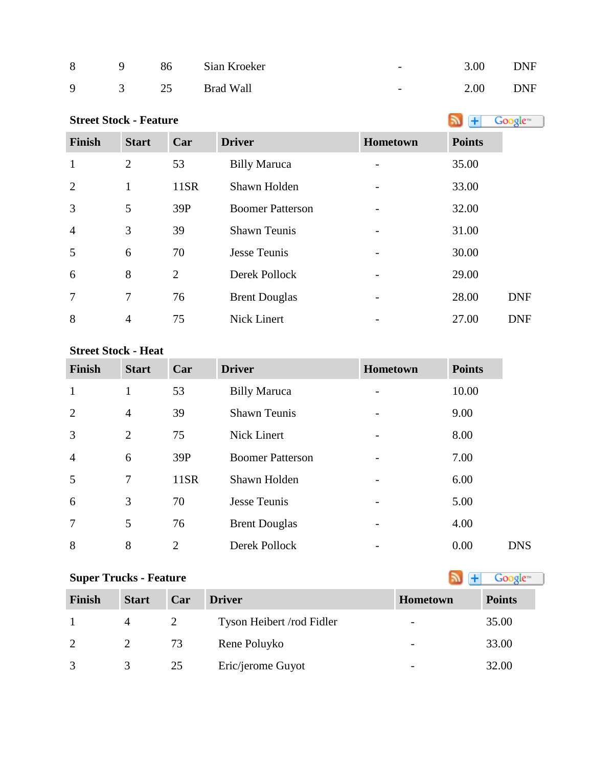| 8 | 9 | 86 | Sian Kroeker | - | 3.00 | DNF |
|---|---|---|---|---|---|---|
| 9 | 3 | 25 | Brad Wall | - | 2.00 | DNF |

**Street Stock - Feature**

| Finish | Start | Car | Driver | Hometown | Points | |
|---|---|---|---|---|---|---|
| 1 | 2 | 53 | Billy Maruca | - | 35.00 | |
| 2 | 1 | 11SR | Shawn Holden | - | 33.00 | |
| 3 | 5 | 39P | Boomer Patterson | - | 32.00 | |
| 4 | 3 | 39 | Shawn Teunis | - | 31.00 | |
| 5 | 6 | 70 | Jesse Teunis | - | 30.00 | |
| 6 | 8 | 2 | Derek Pollock | - | 29.00 | |
| 7 | 7 | 76 | Brent Douglas | - | 28.00 | DNF |
| 8 | 4 | 75 | Nick Linert | - | 27.00 | DNF |

**Street Stock - Heat**

| Finish | Start | Car | Driver | Hometown | Points | |
|---|---|---|---|---|---|---|
| 1 | 1 | 53 | Billy Maruca | - | 10.00 | |
| 2 | 4 | 39 | Shawn Teunis | - | 9.00 | |
| 3 | 2 | 75 | Nick Linert | - | 8.00 | |
| 4 | 6 | 39P | Boomer Patterson | - | 7.00 | |
| 5 | 7 | 11SR | Shawn Holden | - | 6.00 | |
| 6 | 3 | 70 | Jesse Teunis | - | 5.00 | |
| 7 | 5 | 76 | Brent Douglas | - | 4.00 | |
| 8 | 8 | 2 | Derek Pollock | - | 0.00 | DNS |

**Super Trucks - Feature**

| Finish | Start | Car | Driver | Hometown | Points |
|---|---|---|---|---|---|
| 1 | 4 | 2 | Tyson Heibert /rod Fidler | - | 35.00 |
| 2 | 2 | 73 | Rene Poluyko | - | 33.00 |
| 3 | 3 | 25 | Eric/jerome Guyot | - | 32.00 |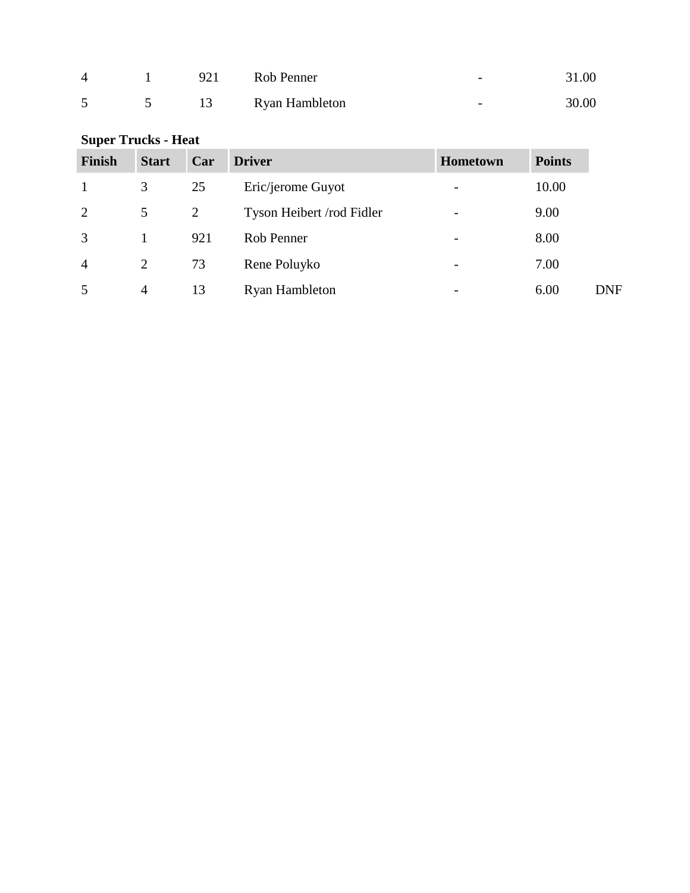| | | | | | |
|---|---|---|---|---|---|
| 4 | 1 | 921 | Rob Penner | - | 31.00 |
| 5 | 5 | 13 | Ryan Hambleton | - | 30.00 |

**Super Trucks - Heat**

| Finish | Start | Car | Driver | Hometown | Points | |
|---|---|---|---|---|---|---|
| 1 | 3 | 25 | Eric/jerome Guyot | - | 10.00 | |
| 2 | 5 | 2 | Tyson Heibert /rod Fidler | - | 9.00 | |
| 3 | 1 | 921 | Rob Penner | - | 8.00 | |
| 4 | 2 | 73 | Rene Poluyko | - | 7.00 | |
| 5 | 4 | 13 | Ryan Hambleton | - | 6.00 | DNF |